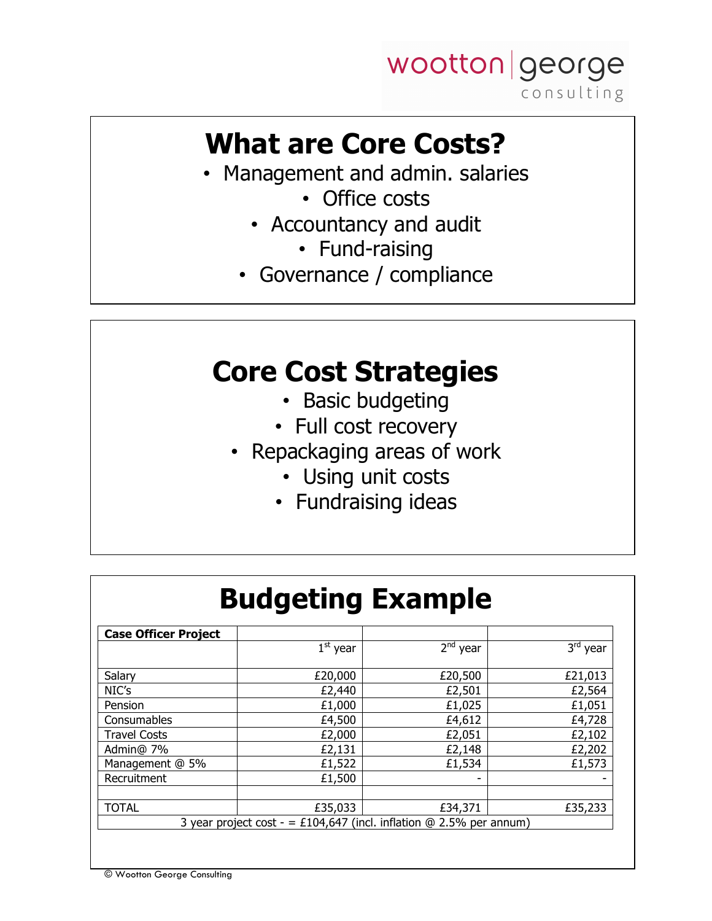# What are Core Costs?

- Management and admin. salaries
- Office costs
- Accountancy and audit
- Fund-raising
- Governance / compliance

# Core Cost Strategies

- Basic budgeting
- Full cost recovery
- Repackaging areas of work
- Using unit costs
- Fundraising ideas

# Budgeting Example

| **Case Officer Project** | 1st year | 2nd year | 3rd year |
|---|---|---|---|
| Salary | £20,000 | £20,500 | £21,013 |
| NIC's | £2,440 | £2,501 | £2,564 |
| Pension | £1,000 | £1,025 | £1,051 |
| Consumables | £4,500 | £4,612 | £4,728 |
| Travel Costs | £2,000 | £2,051 | £2,102 |
| Admin@ 7% | £2,131 | £2,148 | £2,202 |
| Management @ 5% | £1,522 | £1,534 | £1,573 |
| Recruitment | £1,500 | - | - |
| | | | |
| TOTAL | £35,033 | £34,371 | £35,233 |
| 3 year project cost - = £104,647 (incl. inflation @ 2.5% per annum) | | | |

© Wootton George Consulting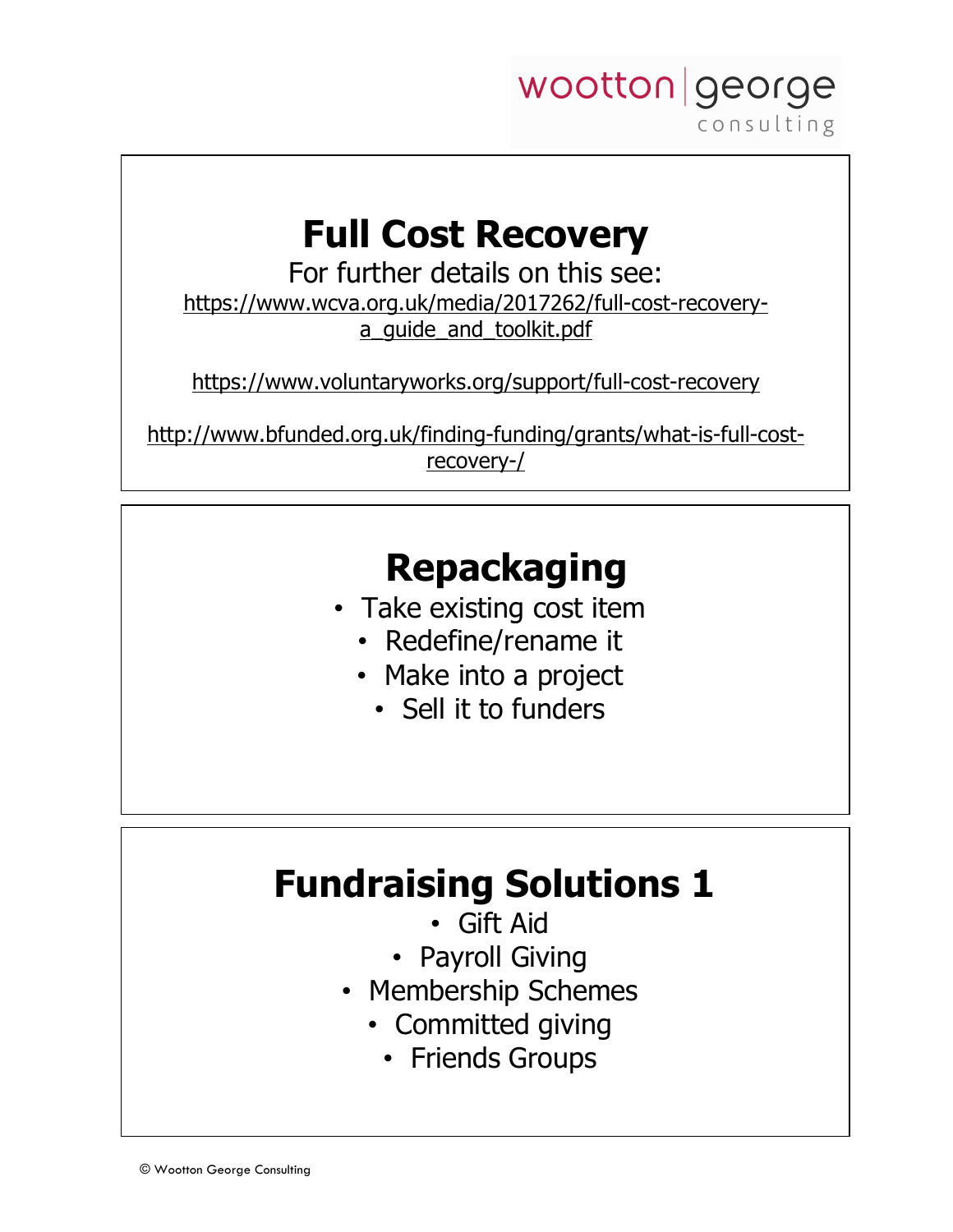## Full Cost Recovery

For further details on this see:

https://www.wcva.org.uk/media/2017262/full-cost-recovery-a_guide_and_toolkit.pdf

https://www.voluntaryworks.org/support/full-cost-recovery

http://www.bfunded.org.uk/finding-funding/grants/what-is-full-cost-recovery-/

## Repackaging

- Take existing cost item
- Redefine/rename it
- Make into a project
- Sell it to funders

## Fundraising Solutions 1

- Gift Aid
- Payroll Giving
- Membership Schemes
- Committed giving
- Friends Groups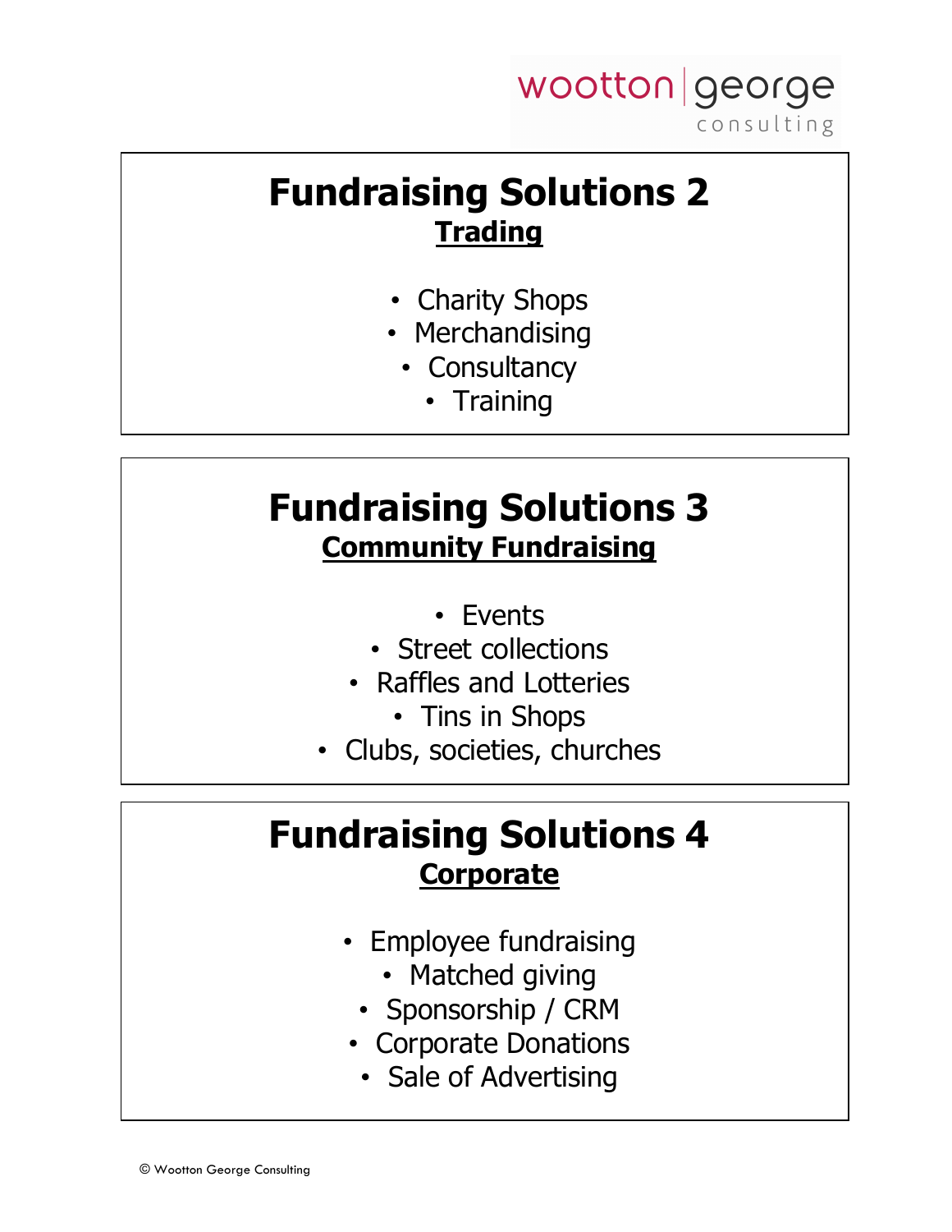# Fundraising Solutions 2

## Trading

- Charity Shops
- Merchandising
- Consultancy
- Training

# Fundraising Solutions 3

## Community Fundraising

- Events
- Street collections
- Raffles and Lotteries
- Tins in Shops
- Clubs, societies, churches

# Fundraising Solutions 4

## Corporate

- Employee fundraising
- Matched giving
- Sponsorship / CRM
- Corporate Donations
- Sale of Advertising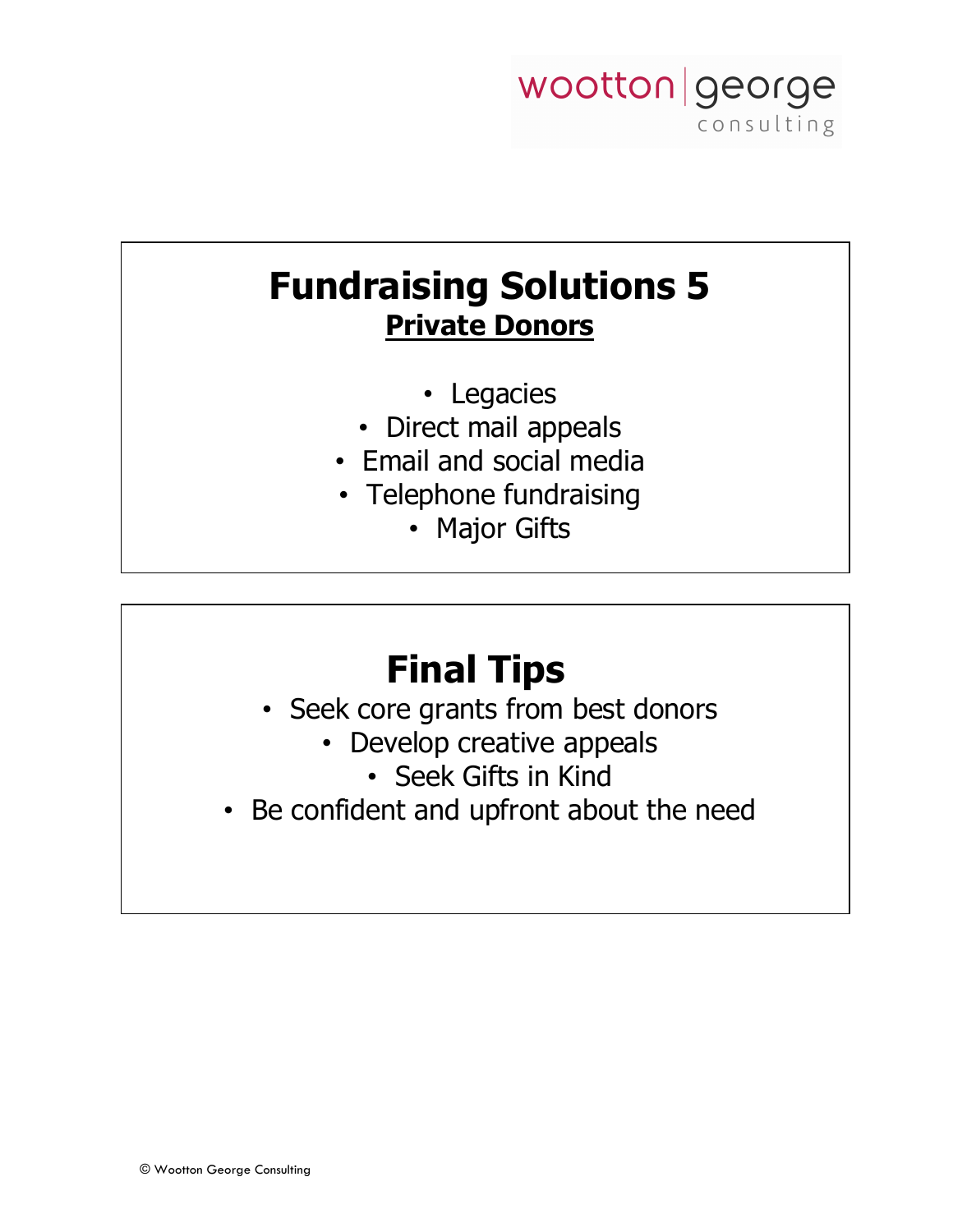## Fundraising Solutions 5

**Private Donors**

- Legacies
- Direct mail appeals
- Email and social media
- Telephone fundraising
- Major Gifts

## Final Tips

- Seek core grants from best donors
- Develop creative appeals
- Seek Gifts in Kind
- Be confident and upfront about the need